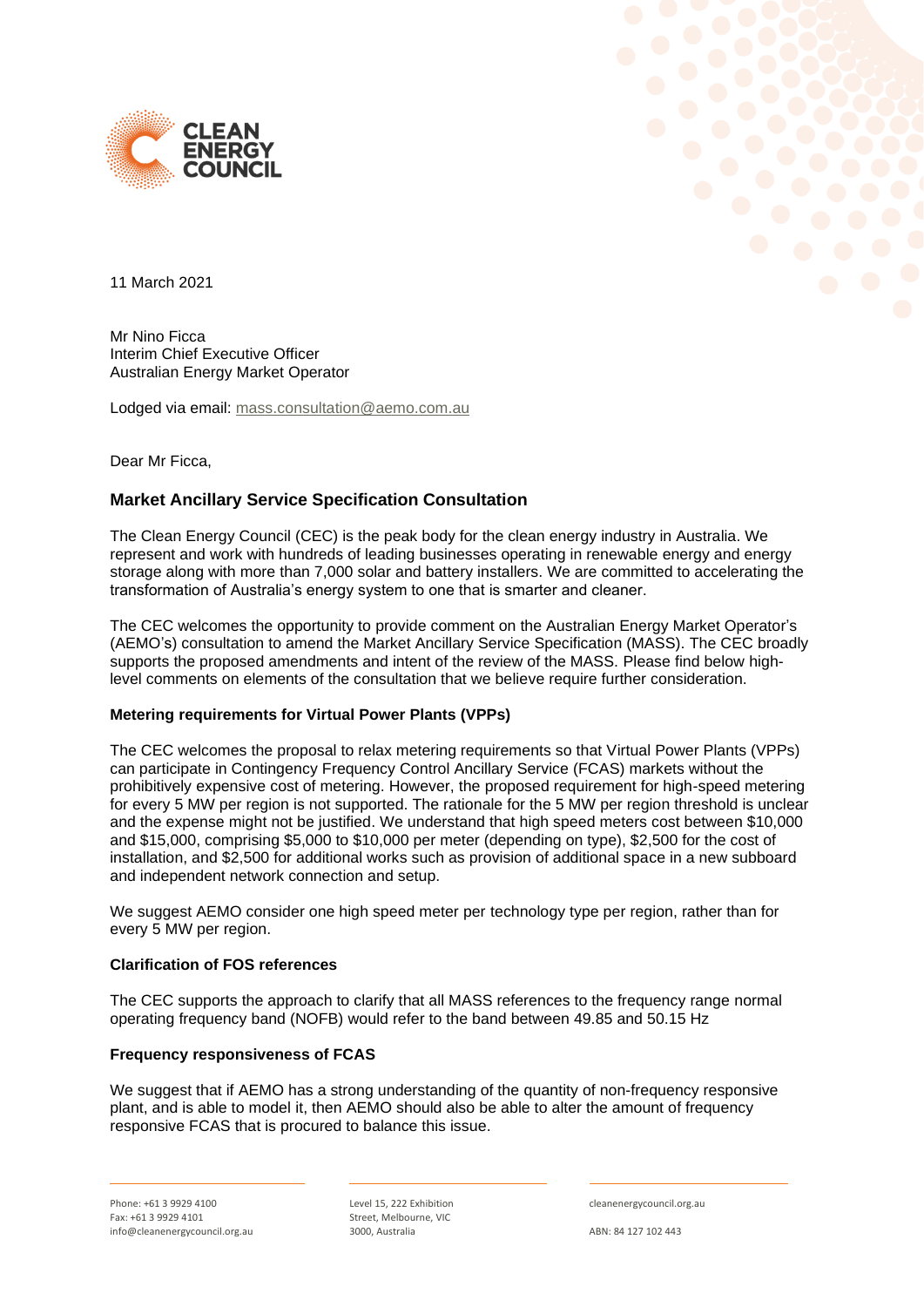11 March 2021

Mr Nino Ficca
Interim Chief Executive Officer
Australian Energy Market Operator

Lodged via email: mass.consultation@aemo.com.au

Dear Mr Ficca,

## Market Ancillary Service Specification Consultation

The Clean Energy Council (CEC) is the peak body for the clean energy industry in Australia. We represent and work with hundreds of leading businesses operating in renewable energy and energy storage along with more than 7,000 solar and battery installers. We are committed to accelerating the transformation of Australia's energy system to one that is smarter and cleaner.

The CEC welcomes the opportunity to provide comment on the Australian Energy Market Operator's (AEMO's) consultation to amend the Market Ancillary Service Specification (MASS). The CEC broadly supports the proposed amendments and intent of the review of the MASS. Please find below high-level comments on elements of the consultation that we believe require further consideration.

**Metering requirements for Virtual Power Plants (VPPs)**

The CEC welcomes the proposal to relax metering requirements so that Virtual Power Plants (VPPs) can participate in Contingency Frequency Control Ancillary Service (FCAS) markets without the prohibitively expensive cost of metering. However, the proposed requirement for high-speed metering for every 5 MW per region is not supported. The rationale for the 5 MW per region threshold is unclear and the expense might not be justified. We understand that high speed meters cost between $10,000 and $15,000, comprising $5,000 to $10,000 per meter (depending on type), $2,500 for the cost of installation, and $2,500 for additional works such as provision of additional space in a new subboard and independent network connection and setup.

We suggest AEMO consider one high speed meter per technology type per region, rather than for every 5 MW per region.

**Clarification of FOS references**

The CEC supports the approach to clarify that all MASS references to the frequency range normal operating frequency band (NOFB) would refer to the band between 49.85 and 50.15 Hz

**Frequency responsiveness of FCAS**

We suggest that if AEMO has a strong understanding of the quantity of non-frequency responsive plant, and is able to model it, then AEMO should also be able to alter the amount of frequency responsive FCAS that is procured to balance this issue.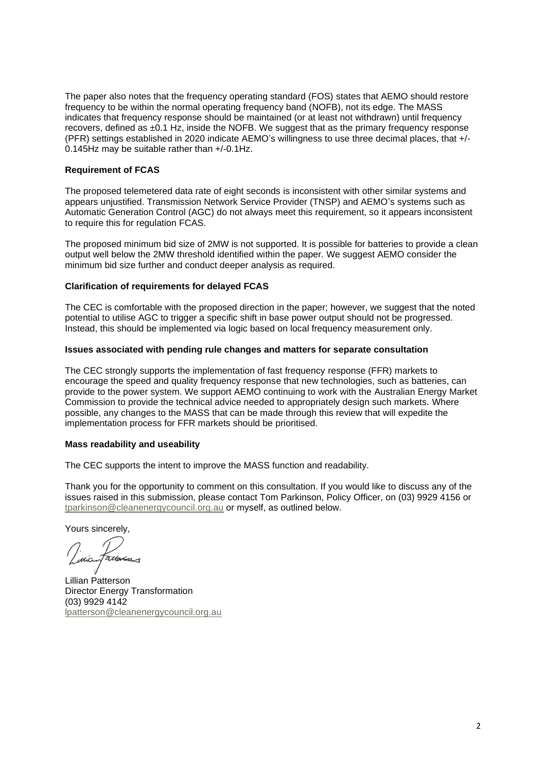The paper also notes that the frequency operating standard (FOS) states that AEMO should restore frequency to be within the normal operating frequency band (NOFB), not its edge. The MASS indicates that frequency response should be maintained (or at least not withdrawn) until frequency recovers, defined as ±0.1 Hz, inside the NOFB. We suggest that as the primary frequency response (PFR) settings established in 2020 indicate AEMO's willingness to use three decimal places, that +/-0.145Hz may be suitable rather than +/-0.1Hz.

**Requirement of FCAS**

The proposed telemetered data rate of eight seconds is inconsistent with other similar systems and appears unjustified. Transmission Network Service Provider (TNSP) and AEMO's systems such as Automatic Generation Control (AGC) do not always meet this requirement, so it appears inconsistent to require this for regulation FCAS.

The proposed minimum bid size of 2MW is not supported. It is possible for batteries to provide a clean output well below the 2MW threshold identified within the paper. We suggest AEMO consider the minimum bid size further and conduct deeper analysis as required.

**Clarification of requirements for delayed FCAS**

The CEC is comfortable with the proposed direction in the paper; however, we suggest that the noted potential to utilise AGC to trigger a specific shift in base power output should not be progressed. Instead, this should be implemented via logic based on local frequency measurement only.

**Issues associated with pending rule changes and matters for separate consultation**

The CEC strongly supports the implementation of fast frequency response (FFR) markets to encourage the speed and quality frequency response that new technologies, such as batteries, can provide to the power system. We support AEMO continuing to work with the Australian Energy Market Commission to provide the technical advice needed to appropriately design such markets. Where possible, any changes to the MASS that can be made through this review that will expedite the implementation process for FFR markets should be prioritised.

**Mass readability and useability**

The CEC supports the intent to improve the MASS function and readability.

Thank you for the opportunity to comment on this consultation. If you would like to discuss any of the issues raised in this submission, please contact Tom Parkinson, Policy Officer, on (03) 9929 4156 or tparkinson@cleanenergycouncil.org.au or myself, as outlined below.

Yours sincerely,

Lillian Patterson
Director Energy Transformation
(03) 9929 4142
lpatterson@cleanenergycouncil.org.au